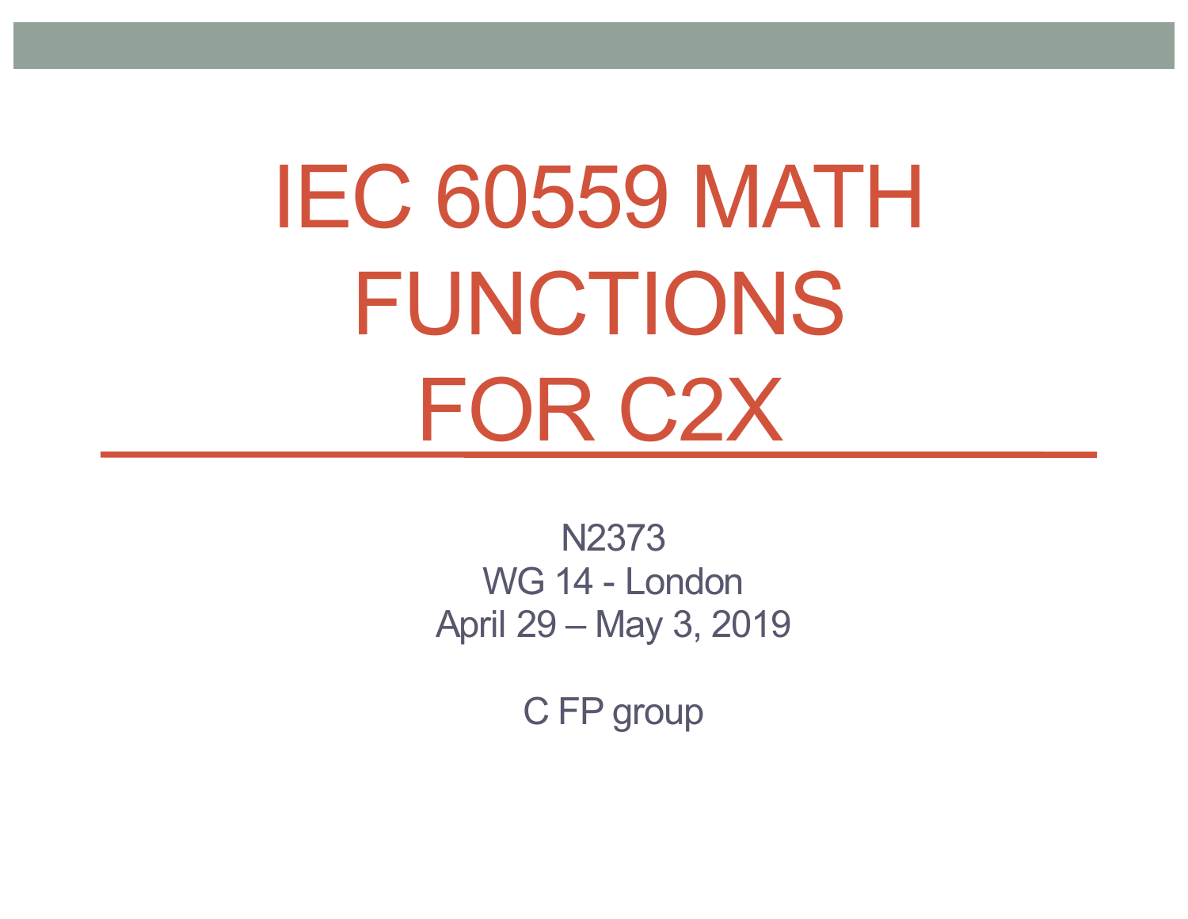# IEC 60559 MATH FUNCTIONS FOR C2X

N2373
WG 14 - London
April 29 – May 3, 2019

C FP group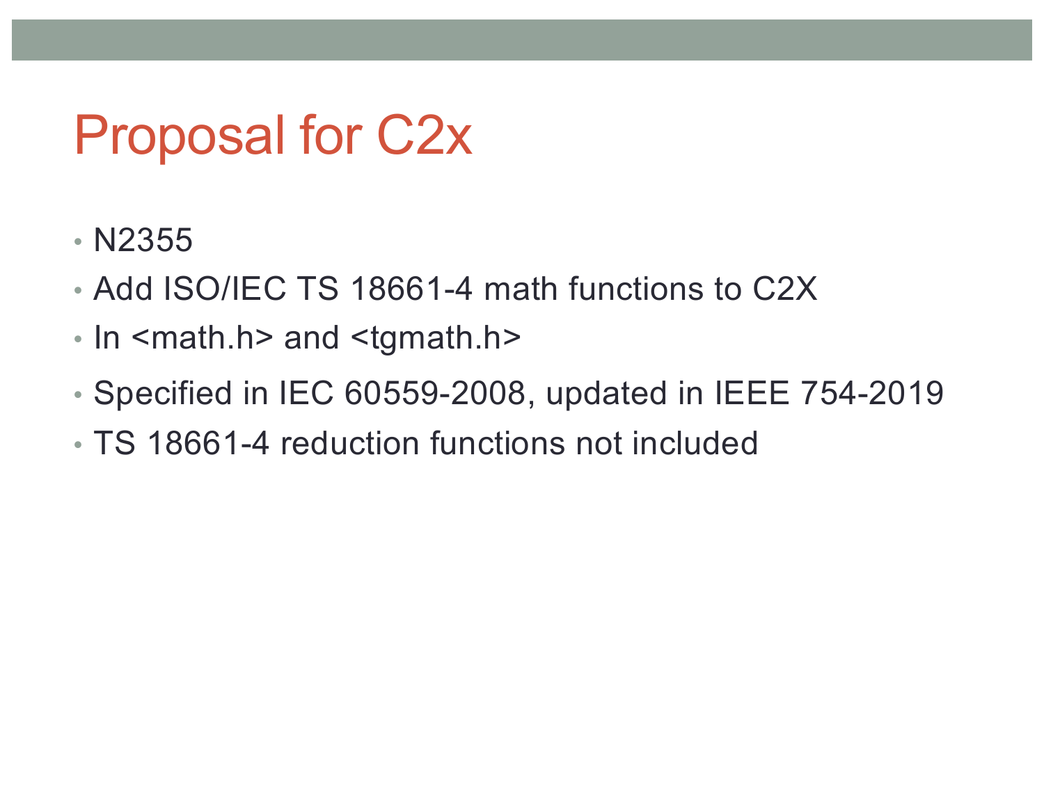# Proposal for C2x

- N2355
- Add ISO/IEC TS 18661-4 math functions to C2X
- In <math.h> and <tgmath.h>
- Specified in IEC 60559-2008, updated in IEEE 754-2019
- TS 18661-4 reduction functions not included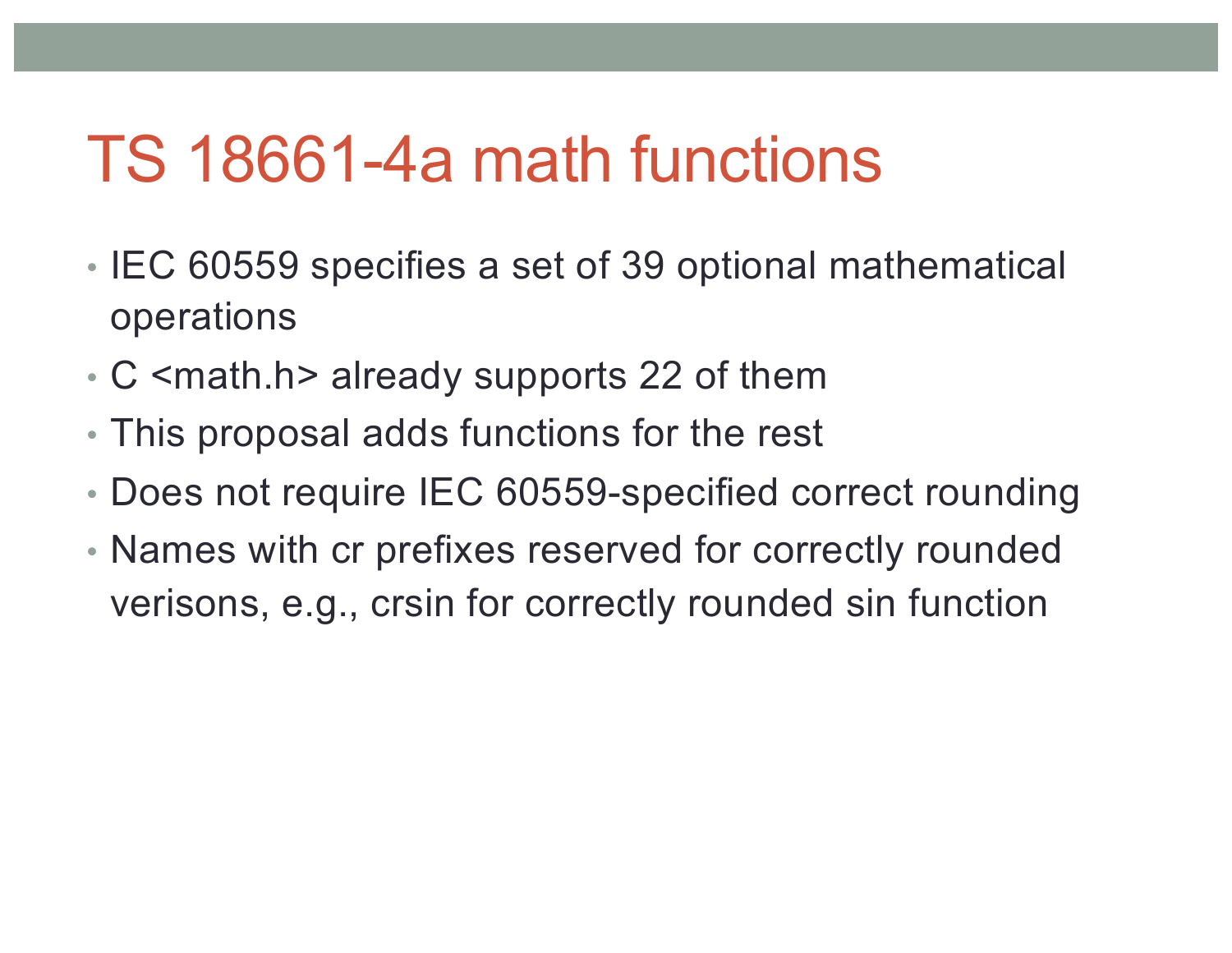# TS 18661-4a math functions

- IEC 60559 specifies a set of 39 optional mathematical operations
- C <math.h> already supports 22 of them
- This proposal adds functions for the rest
- Does not require IEC 60559-specified correct rounding
- Names with cr prefixes reserved for correctly rounded verisons, e.g., crsin for correctly rounded sin function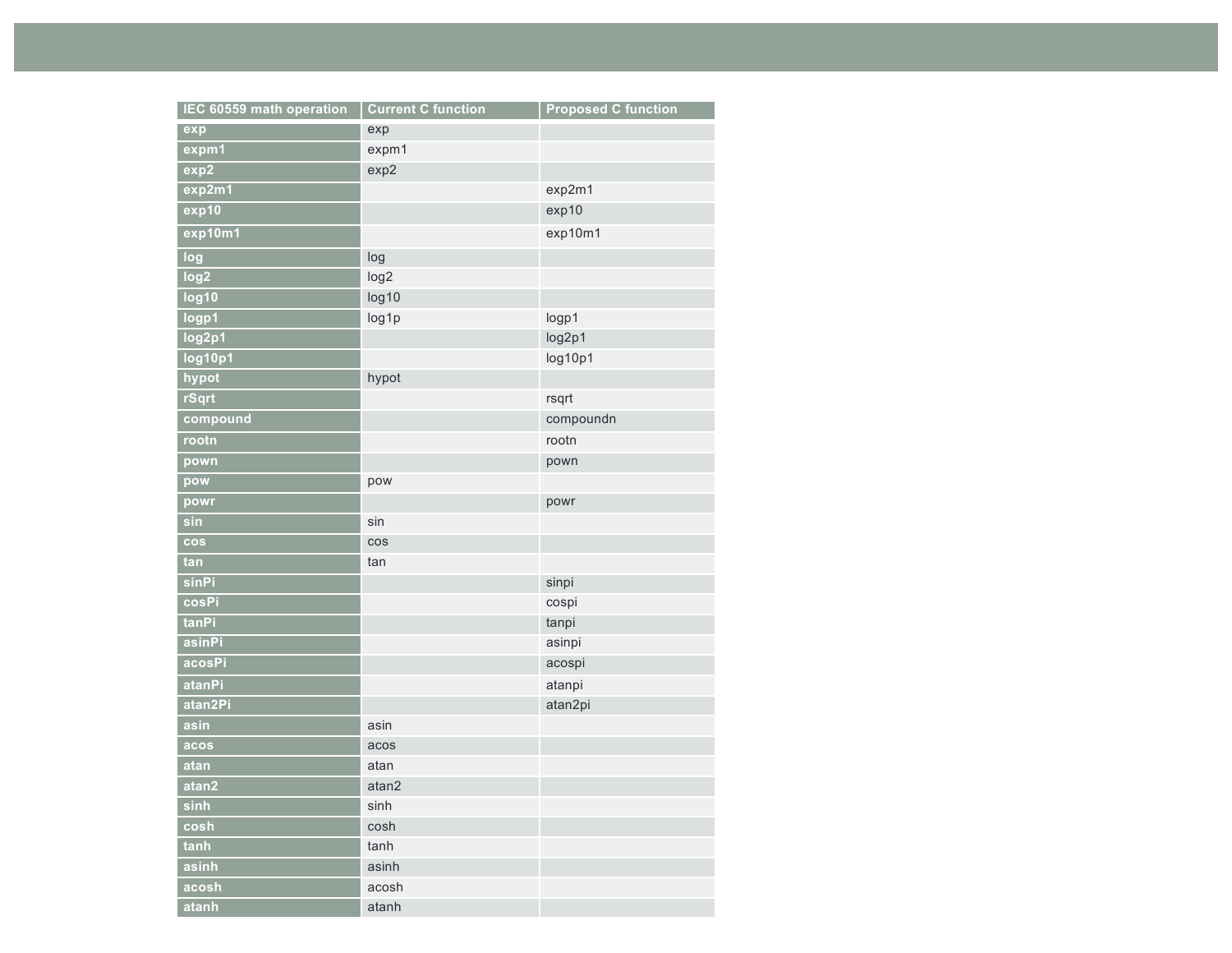| IEC 60559 math operation | Current C function | Proposed C function |
|---|---|---|
| exp | exp | |
| expm1 | expm1 | |
| exp2 | exp2 | |
| exp2m1 | | exp2m1 |
| exp10 | | exp10 |
| exp10m1 | | exp10m1 |
| log | log | |
| log2 | log2 | |
| log10 | log10 | |
| logp1 | log1p | logp1 |
| log2p1 | | log2p1 |
| log10p1 | | log10p1 |
| hypot | hypot | |
| rSqrt | | rsqrt |
| compound | | compoundn |
| rootn | | rootn |
| pown | | pown |
| pow | pow | |
| powr | | powr |
| sin | sin | |
| cos | cos | |
| tan | tan | |
| sinPi | | sinpi |
| cosPi | | cospi |
| tanPi | | tanpi |
| asinPi | | asinpi |
| acosPi | | acospi |
| atanPi | | atanpi |
| atan2Pi | | atan2pi |
| asin | asin | |
| acos | acos | |
| atan | atan | |
| atan2 | atan2 | |
| sinh | sinh | |
| cosh | cosh | |
| tanh | tanh | |
| asinh | asinh | |
| acosh | acosh | |
| atanh | atanh | |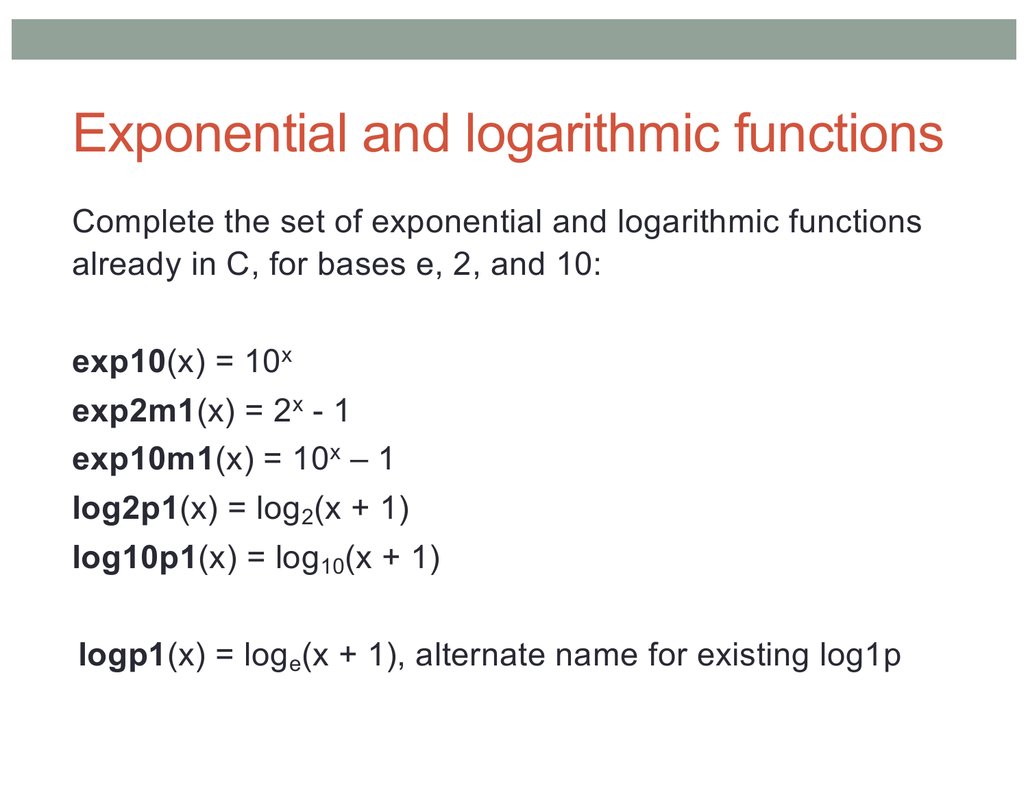# Exponential and logarithmic functions

Complete the set of exponential and logarithmic functions already in C, for bases e, 2, and 10:

**exp10**(x) = $10^x$

**exp2m1**(x) = $2^x - 1$

**exp10m1**(x) = $10^x – 1$

**log2p1**(x) = $\log_2(x + 1)$

**log10p1**(x) = $\log_{10}(x + 1)$

**logp1**(x) = $\log_e(x + 1)$, alternate name for existing log1p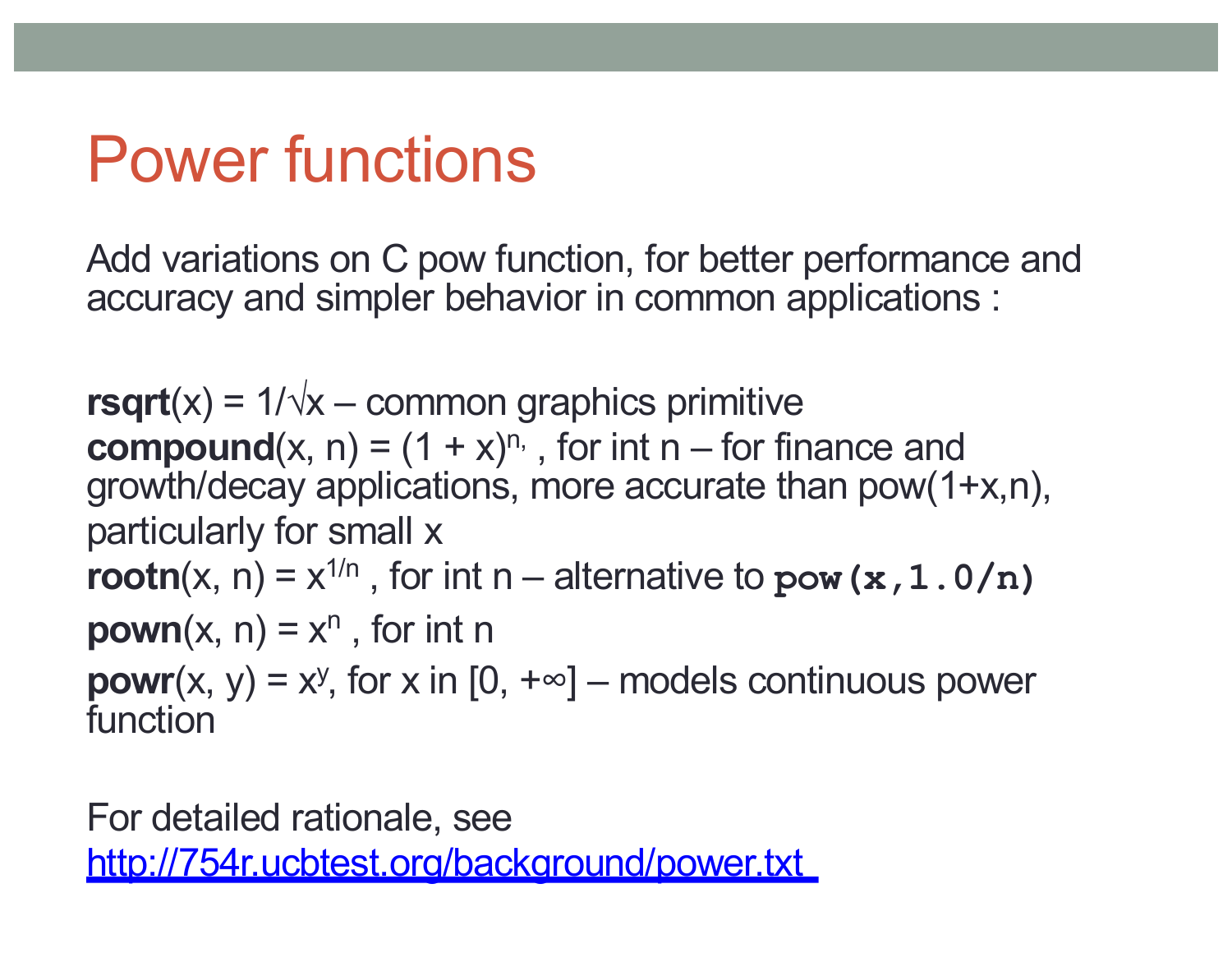# Power functions

Add variations on C pow function, for better performance and accuracy and simpler behavior in common applications :

**rsqrt**(x) = $1/\sqrt{x}$ – common graphics primitive
**compound**(x, n) = $(1 + x)^{n}$, , for int n – for finance and growth/decay applications, more accurate than pow(1+x,n), particularly for small x
**rootn**(x, n) = $x^{1/n}$ , for int n – alternative to `pow(x,1.0/n)`
**pown**(x, n) = $x^n$ , for int n
**powr**(x, y) = $x^y$, for x in $[0, +\infty]$ – models continuous power function

For detailed rationale, see
http://754r.ucbtest.org/background/power.txt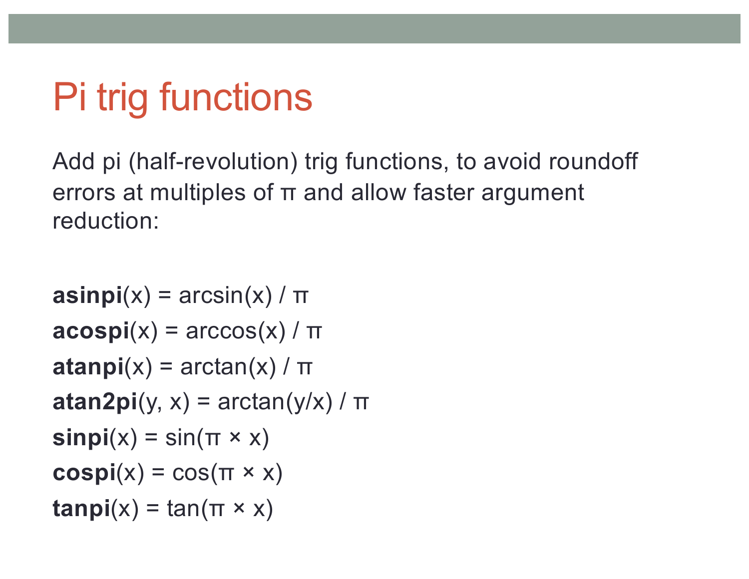# Pi trig functions

Add pi (half-revolution) trig functions, to avoid roundoff errors at multiples of π and allow faster argument reduction:

**asinpi**(x) = arcsin(x) / π

**acospi**(x) = arccos(x) / π

**atanpi**(x) = arctan(x) / π

**atan2pi**(y, x) = arctan(y/x) / π

**sinpi**(x) = sin(π × x)

**cospi**(x) = cos(π × x)

**tanpi**(x) = tan(π × x)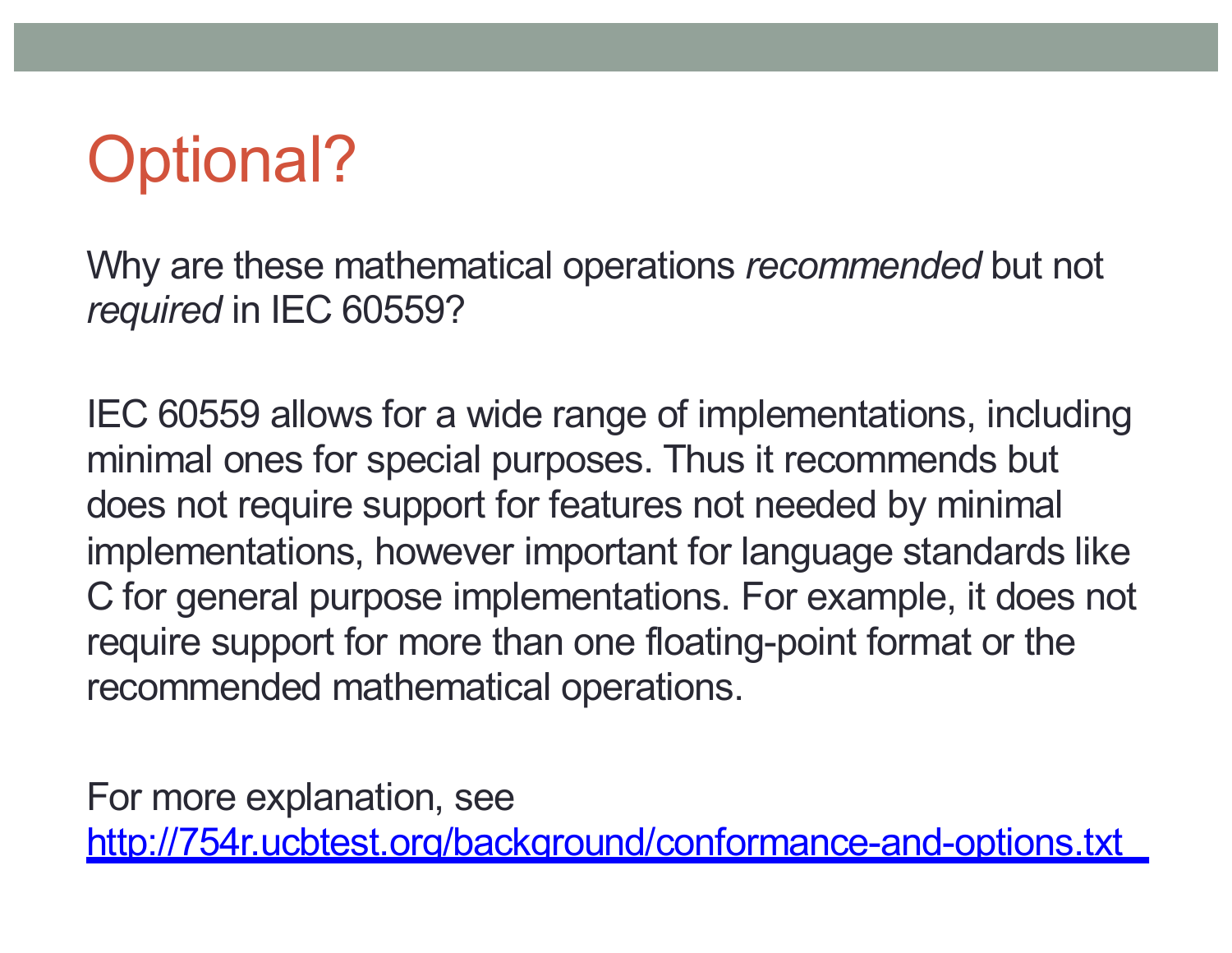# Optional?

Why are these mathematical operations *recommended* but not *required* in IEC 60559?

IEC 60559 allows for a wide range of implementations, including minimal ones for special purposes. Thus it recommends but does not require support for features not needed by minimal implementations, however important for language standards like C for general purpose implementations. For example, it does not require support for more than one floating-point format or the recommended mathematical operations.

For more explanation, see [http://754r.ucbtest.org/background/conformance-and-options.txt](http://754r.ucbtest.org/background/conformance-and-options.txt)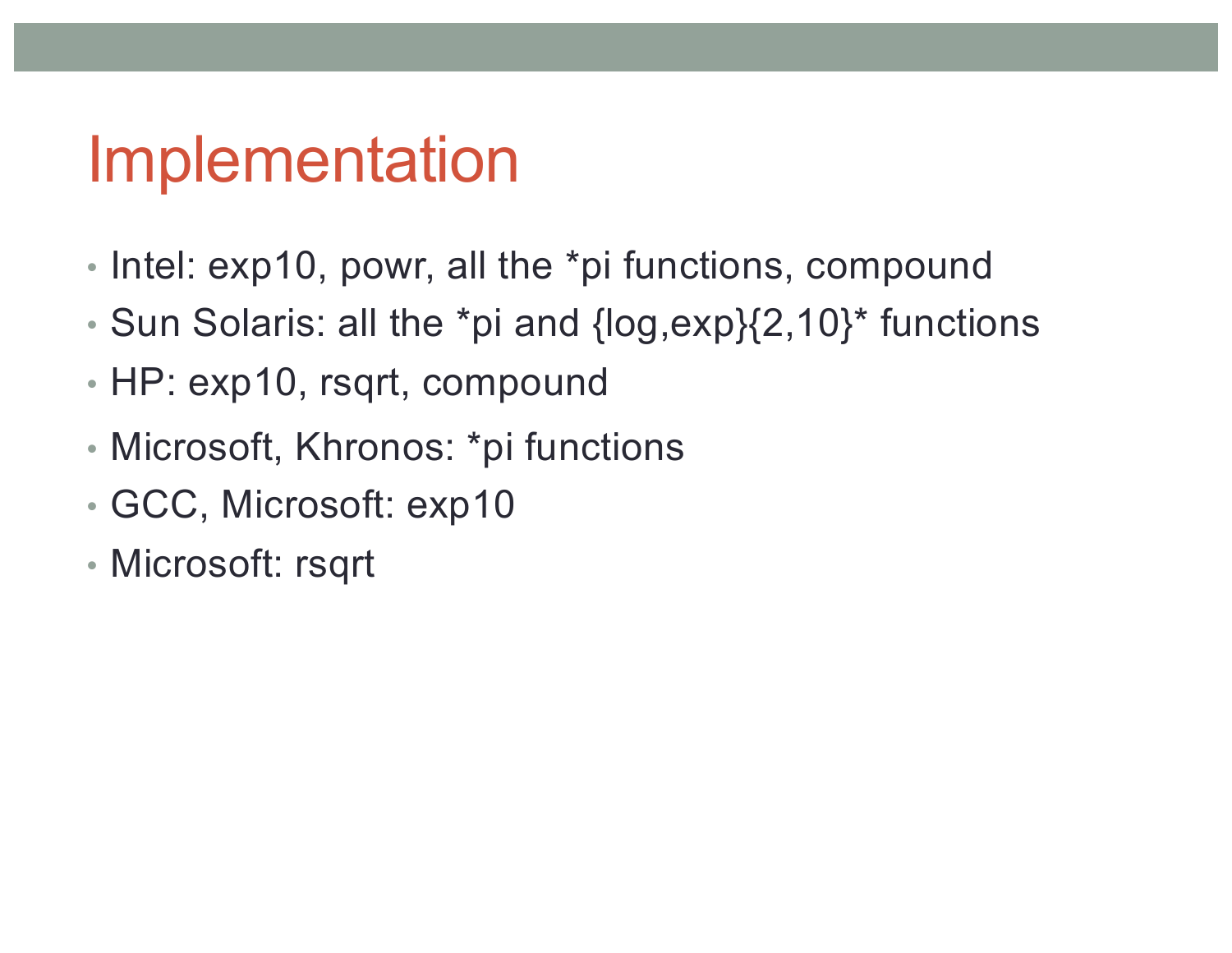# Implementation

- Intel: exp10, powr, all the *pi functions, compound
- Sun Solaris: all the *pi and {log,exp}{2,10}* functions
- HP: exp10, rsqrt, compound
- Microsoft, Khronos: *pi functions
- GCC, Microsoft: exp10
- Microsoft: rsqrt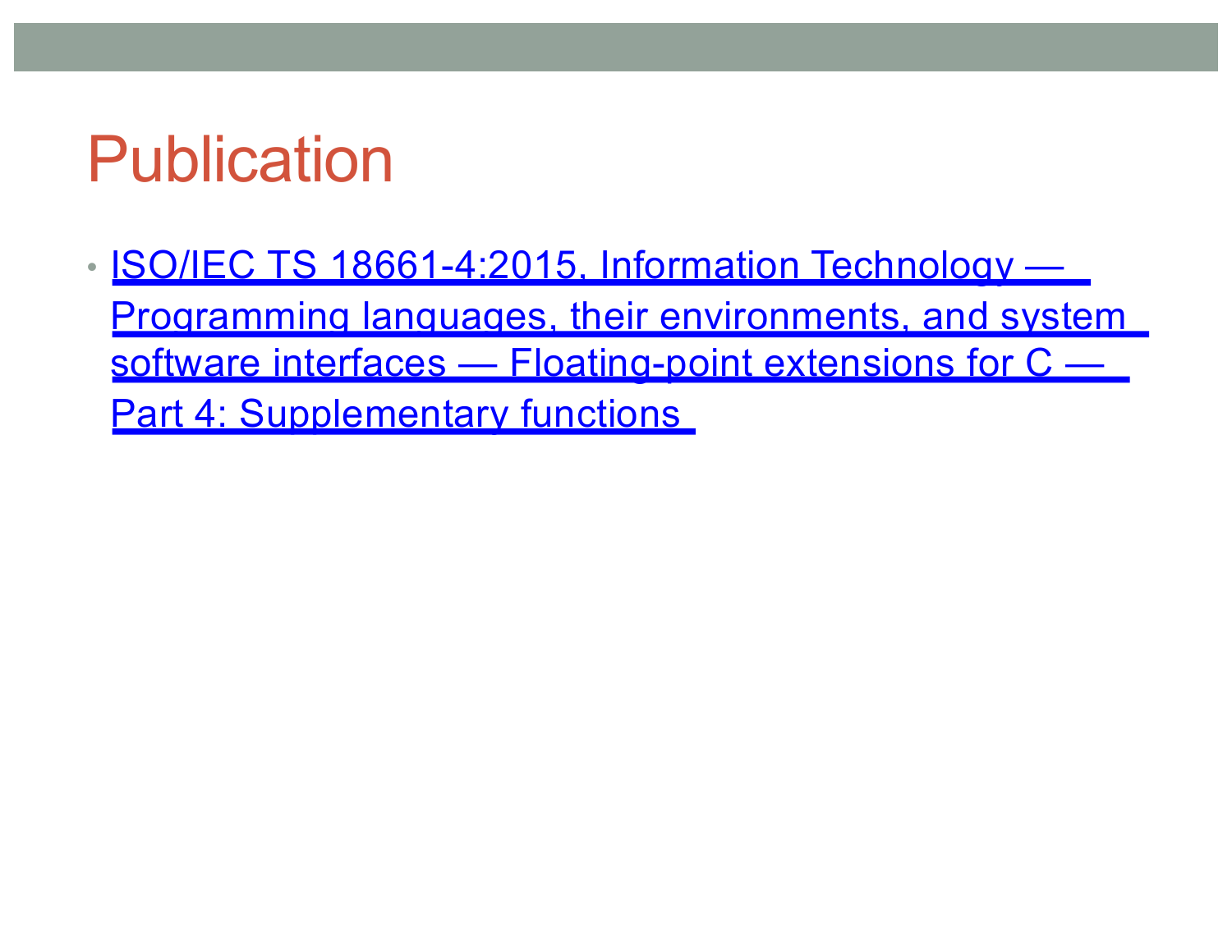# Publication

- ISO/IEC TS 18661-4:2015, Information Technology — Programming languages, their environments, and system software interfaces — Floating-point extensions for C — Part 4: Supplementary functions